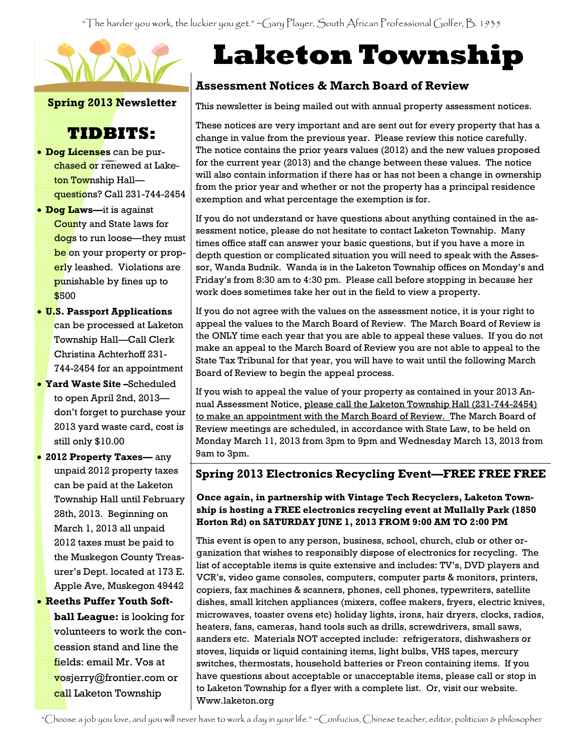"The harder you work, the luckier you get." ~Gary Player, South African Professional Golfer, B. 1935

# Laketon Township

**Spring 2013 Newsletter**

## TIDBITS:

- **Dog Licenses** can be purchased or renewed at Laketon Township Hall—questions? Call 231-744-2454
- **Dog Laws—**it is against County and State laws for dogs to run loose—they must be on your property or properly leashed. Violations are punishable by fines up to $500
- **U.S. Passport Applications** can be processed at Laketon Township Hall—Call Clerk Christina Achterhoff 231-744-2454 for an appointment
- **Yard Waste Site –**Scheduled to open April 2nd, 2013—don't forget to purchase your 2013 yard waste card, cost is still only $10.00
- **2012 Property Taxes—** any unpaid 2012 property taxes can be paid at the Laketon Township Hall until February 28th, 2013. Beginning on March 1, 2013 all unpaid 2012 taxes must be paid to the Muskegon County Treasurer's Dept. located at 173 E. Apple Ave, Muskegon 49442
- **Reeths Puffer Youth Softball League:** is looking for volunteers to work the concession stand and line the fields: email Mr. Vos at vosjerry@frontier.com or call Laketon Township

## Assessment Notices & March Board of Review

This newsletter is being mailed out with annual property assessment notices.

These notices are very important and are sent out for every property that has a change in value from the previous year. Please review this notice carefully. The notice contains the prior years values (2012) and the new values proposed for the current year (2013) and the change between these values. The notice will also contain information if there has or has not been a change in ownership from the prior year and whether or not the property has a principal residence exemption and what percentage the exemption is for.

If you do not understand or have questions about anything contained in the assessment notice, please do not hesitate to contact Laketon Township. Many times office staff can answer your basic questions, but if you have a more in depth question or complicated situation you will need to speak with the Assessor, Wanda Budnik. Wanda is in the Laketon Township offices on Monday's and Friday's from 8:30 am to 4:30 pm. Please call before stopping in because her work does sometimes take her out in the field to view a property.

If you do not agree with the values on the assessment notice, it is your right to appeal the values to the March Board of Review. The March Board of Review is the ONLY time each year that you are able to appeal these values. If you do not make an appeal to the March Board of Review you are not able to appeal to the State Tax Tribunal for that year, you will have to wait until the following March Board of Review to begin the appeal process.

If you wish to appeal the value of your property as contained in your 2013 Annual Assessment Notice, please call the Laketon Township Hall (231-744-2454) to make an appointment with the March Board of Review. The March Board of Review meetings are scheduled, in accordance with State Law, to be held on Monday March 11, 2013 from 3pm to 9pm and Wednesday March 13, 2013 from 9am to 3pm.

## Spring 2013 Electronics Recycling Event—FREE FREE FREE

**Once again, in partnership with Vintage Tech Recyclers, Laketon Township is hosting a FREE electronics recycling event at Mullally Park (1850 Horton Rd) on SATURDAY JUNE 1, 2013 FROM 9:00 AM TO 2:00 PM**

This event is open to any person, business, school, church, club or other organization that wishes to responsibly dispose of electronics for recycling. The list of acceptable items is quite extensive and includes: TV's, DVD players and VCR's, video game consoles, computers, computer parts & monitors, printers, copiers, fax machines & scanners, phones, cell phones, typewriters, satellite dishes, small kitchen appliances (mixers, coffee makers, fryers, electric knives, microwaves, toaster ovens etc) holiday lights, irons, hair dryers, clocks, radios, heaters, fans, cameras, hand tools such as drills, screwdrivers, small saws, sanders etc. Materials NOT accepted include: refrigerators, dishwashers or stoves, liquids or liquid containing items, light bulbs, VHS tapes, mercury switches, thermostats, household batteries or Freon containing items. If you have questions about acceptable or unacceptable items, please call or stop in to Laketon Township for a flyer with a complete list. Or, visit our website. Www.laketon.org

"Choose a job you love, and you will never have to work a day in your life." ~Confucius, Chinese teacher, editor, politician & philosopher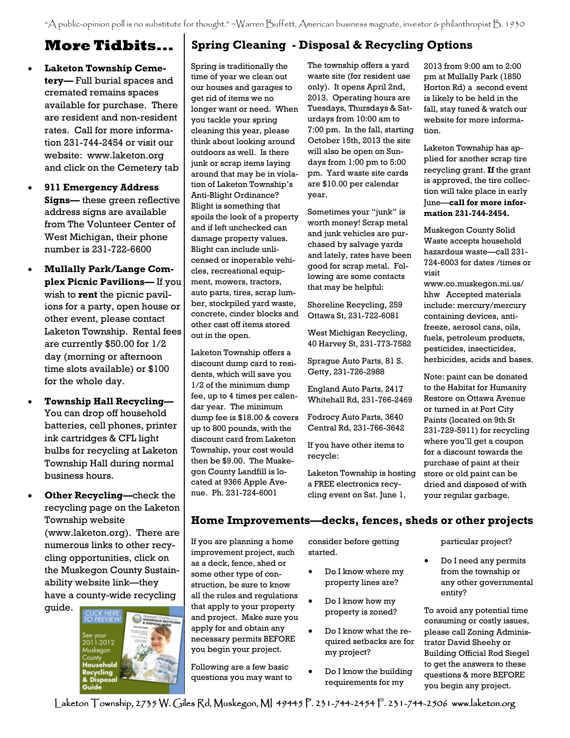"A public-opinion poll is no substitute for thought." ~Warren Buffett, American business magnate, investor & philanthropist B. 1930

## More Tidbits...

- **Laketon Township Cemetery—** Full burial spaces and cremated remains spaces available for purchase. There are resident and non-resident rates. Call for more information 231-744-2454 or visit our website: www.laketon.org and click on the Cemetery tab
- **911 Emergency Address Signs—** these green reflective address signs are available from The Volunteer Center of West Michigan, their phone number is 231-722-6600
- **Mullally Park/Lange Complex Picnic Pavilions—** If you wish to **rent** the picnic pavilions for a party, open house or other event, please contact Laketon Township. Rental fees are currently $50.00 for 1/2 day (morning or afternoon time slots available) or $100 for the whole day.
- **Township Hall Recycling—** You can drop off household batteries, cell phones, printer ink cartridges & CFL light bulbs for recycling at Laketon Township Hall during normal business hours.
- **Other Recycling—**check the recycling page on the Laketon Township website (www.laketon.org). There are numerous links to other recycling opportunities, click on the Muskegon County Sustainability website link—they have a county-wide recycling guide.

CLICK HERE TO PREVIEW

See your 2011-2012 Muskegon County Household Recycling & Disposal Guide

## Spring Cleaning - Disposal & Recycling Options

Spring is traditionally the time of year we clean out our houses and garages to get rid of items we no longer want or need. When you tackle your spring cleaning this year, please think about looking around outdoors as well. Is there junk or scrap items laying around that may be in violation of Laketon Township's Anti-Blight Ordinance? Blight is something that spoils the look of a property and if left unchecked can damage property values. Blight can include unlicensed or inoperable vehicles, recreational equipment, mowers, tractors, auto parts, tires, scrap lumber, stockpiled yard waste, concrete, cinder blocks and other cast off items stored out in the open.

Laketon Township offers a discount dump card to residents, which will save you 1/2 of the minimum dump fee, up to 4 times per calendar year. The minimum dump fee is $18.00 & covers up to 800 pounds, with the discount card from Laketon Township, your cost would then be $9.00. The Muskegon County Landfill is located at 9366 Apple Avenue. Ph. 231-724-6001

The township offers a yard waste site (for resident use only). It opens April 2nd, 2013. Operating hours are Tuesdays, Thursdays & Saturdays from 10:00 am to 7:00 pm. In the fall, starting October 15th, 2013 the site will also be open on Sundays from 1:00 pm to 5:00 pm. Yard waste site cards are $10.00 per calendar year.

Sometimes your "junk" is worth money! Scrap metal and junk vehicles are purchased by salvage yards and lately, rates have been good for scrap metal. Following are some contacts that may be helpful:

Shoreline Recycling, 259 Ottawa St, 231-722-6081

West Michigan Recycling, 40 Harvey St, 231-773-7582

Sprague Auto Parts, 81 S. Getty, 231-726-2988

England Auto Parts, 2417 Whitehall Rd, 231-766-2469

Fodrocy Auto Parts, 3640 Central Rd, 231-766-3642

If you have other items to recycle:

Laketon Township is hosting a FREE electronics recycling event on Sat. June 1, 2013 from 9:00 am to 2:00 pm at Mullally Park (1850 Horton Rd) a second event is likely to be held in the fall, stay tuned & watch our website for more information.

Laketon Township has applied for another scrap tire recycling grant. **If** the grant is approved, the tire collection will take place in early June—**call for more information 231-744-2454.**

Muskegon County Solid Waste accepts household hazardous waste—call 231-724-6003 for dates /times or visit www.co.muskegon.mi.us/hhw Accepted materials include: mercury/mercury containing devices, antifreeze, aerosol cans, oils, fuels, petroleum products, pesticides, insecticides, herbicides, acids and bases.

Note: paint can be donated to the Habitat for Humanity Restore on Ottawa Avenue or turned in at Port City Paints (located on 9th St 231-729-5911) for recycling where you'll get a coupon for a discount towards the purchase of paint at their store or old paint can be dried and disposed of with your regular garbage.

## Home Improvements—decks, fences, sheds or other projects

If you are planning a home improvement project, such as a deck, fence, shed or some other type of construction, be sure to know all the rules and regulations that apply to your property and project. Make sure you apply for and obtain any necessary permits BEFORE you begin your project.

Following are a few basic questions you may want to consider before getting started.

- Do I know where my property lines are?
- Do I know how my property is zoned?
- Do I know what the required setbacks are for my project?
- Do I know the building requirements for my particular project?
- Do I need any permits from the township or any other governmental entity?

To avoid any potential time consuming or costly issues, please call Zoning Administrator David Sheehy or Building Official Rod Siegel to get the answers to these questions & more BEFORE you begin any project.

Laketon Township, 2735 W. Giles Rd, Muskegon, MI 49445 P. 231-744-2454 F. 231-744-2506 www.laketon.org